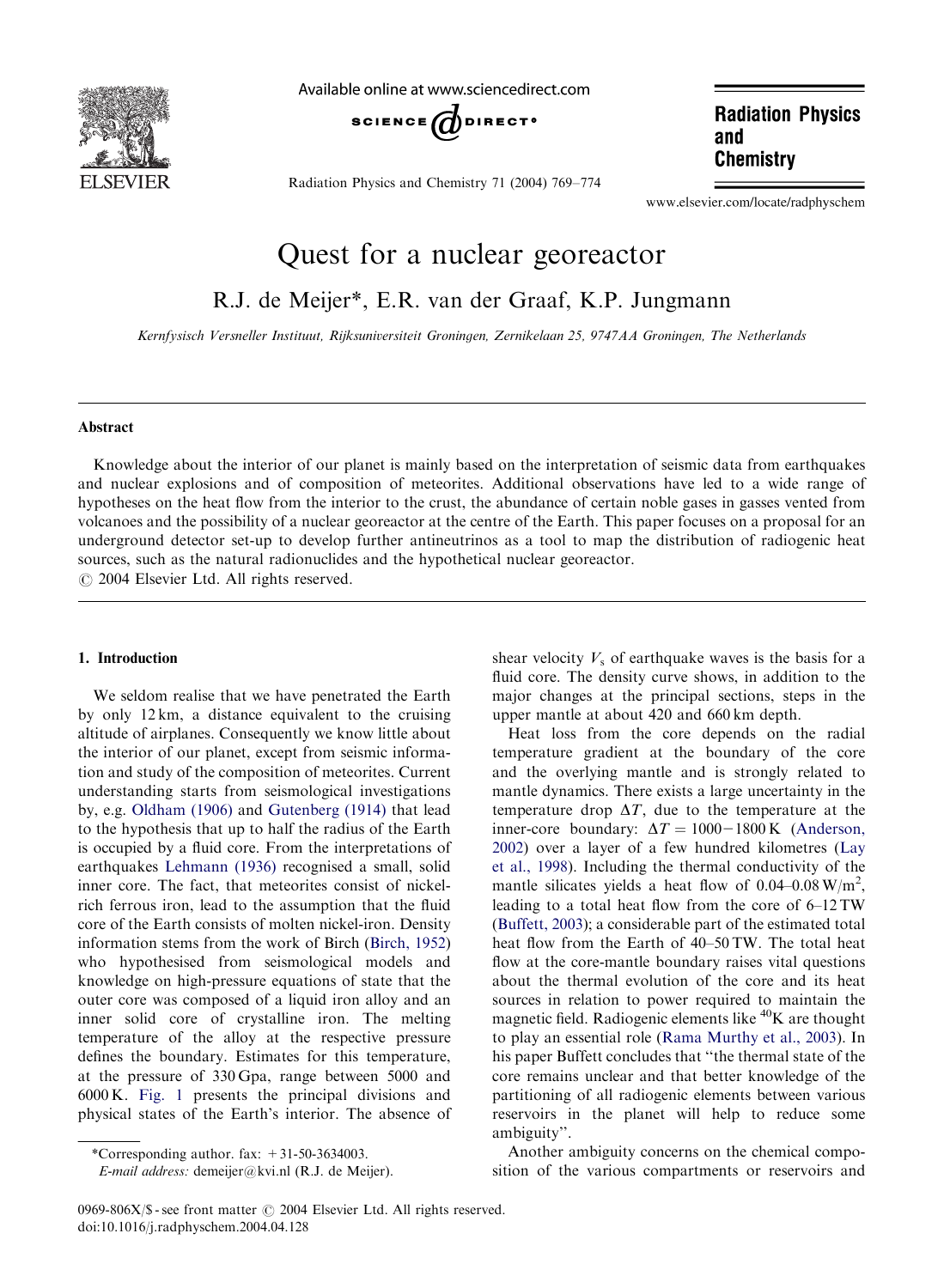# Quest for a nuclear georeactor

R.J. de Meijer*, E.R. van der Graaf, K.P. Jungmann

*Kernfysisch Versneller Instituut, Rijksuniversiteit Groningen, Zernikelaan 25, 9747AA Groningen, The Netherlands*

## Abstract

Knowledge about the interior of our planet is mainly based on the interpretation of seismic data from earthquakes and nuclear explosions and of composition of meteorites. Additional observations have led to a wide range of hypotheses on the heat flow from the interior to the crust, the abundance of certain noble gases in gasses vented from volcanoes and the possibility of a nuclear georeactor at the centre of the Earth. This paper focuses on a proposal for an underground detector set-up to develop further antineutrinos as a tool to map the distribution of radiogenic heat sources, such as the natural radionuclides and the hypothetical nuclear georeactor.

© 2004 Elsevier Ltd. All rights reserved.

## 1. Introduction

We seldom realise that we have penetrated the Earth by only 12 km, a distance equivalent to the cruising altitude of airplanes. Consequently we know little about the interior of our planet, except from seismic information and study of the composition of meteorites. Current understanding starts from seismological investigations by, e.g. Oldham (1906) and Gutenberg (1914) that lead to the hypothesis that up to half the radius of the Earth is occupied by a fluid core. From the interpretations of earthquakes Lehmann (1936) recognised a small, solid inner core. The fact, that meteorites consist of nickel-rich ferrous iron, lead to the assumption that the fluid core of the Earth consists of molten nickel-iron. Density information stems from the work of Birch (Birch, 1952) who hypothesised from seismological models and knowledge on high-pressure equations of state that the outer core was composed of a liquid iron alloy and an inner solid core of crystalline iron. The melting temperature of the alloy at the respective pressure defines the boundary. Estimates for this temperature, at the pressure of 330 Gpa, range between 5000 and 6000 K. Fig. 1 presents the principal divisions and physical states of the Earth's interior. The absence of shear velocity $V_s$ of earthquake waves is the basis for a fluid core. The density curve shows, in addition to the major changes at the principal sections, steps in the upper mantle at about 420 and 660 km depth.

Heat loss from the core depends on the radial temperature gradient at the boundary of the core and the overlying mantle and is strongly related to mantle dynamics. There exists a large uncertainty in the temperature drop $\Delta T$, due to the temperature at the inner-core boundary: $\Delta T = 1000-1800\,\text{K}$ (Anderson, 2002) over a layer of a few hundred kilometres (Lay et al., 1998). Including the thermal conductivity of the mantle silicates yields a heat flow of 0.04–0.08 W/m$^2$, leading to a total heat flow from the core of 6–12 TW (Buffett, 2003); a considerable part of the estimated total heat flow from the Earth of 40–50 TW. The total heat flow at the core-mantle boundary raises vital questions about the thermal evolution of the core and its heat sources in relation to power required to maintain the magnetic field. Radiogenic elements like $^{40}$K are thought to play an essential role (Rama Murthy et al., 2003). In his paper Buffett concludes that "the thermal state of the core remains unclear and that better knowledge of the partitioning of all radiogenic elements between various reservoirs in the planet will help to reduce some ambiguity".

Another ambiguity concerns on the chemical composition of the various compartments or reservoirs and

*Corresponding author. fax: +31-50-3634003.
*E-mail address:* demeijer@kvi.nl (R.J. de Meijer).

0969-806X/$ - see front matter © 2004 Elsevier Ltd. All rights reserved.
doi:10.1016/j.radphyschem.2004.04.128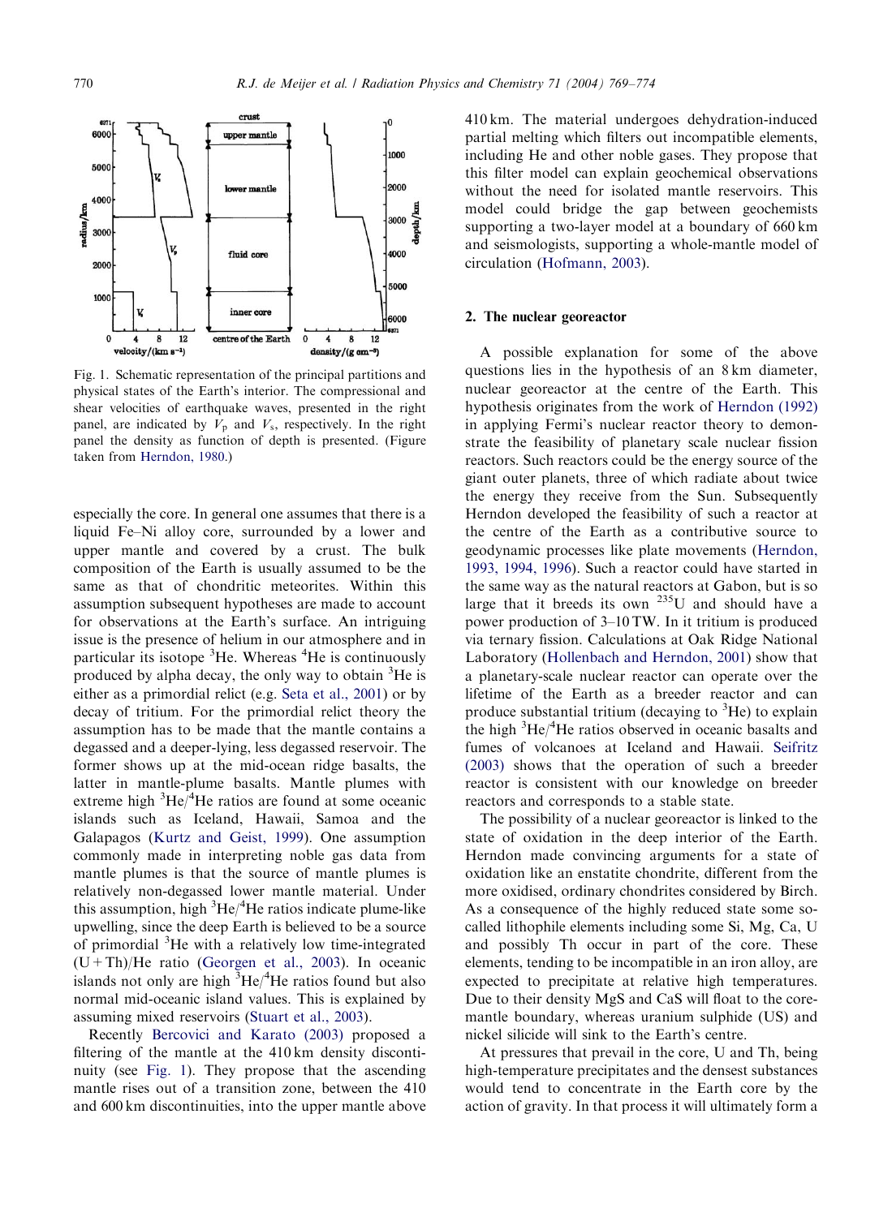Fig. 1. Schematic representation of the principal partitions and physical states of the Earth's interior. The compressional and shear velocities of earthquake waves, presented in the right panel, are indicated by $V_p$ and $V_s$, respectively. In the right panel the density as function of depth is presented. (Figure taken from Herndon, 1980.)

especially the core. In general one assumes that there is a liquid Fe–Ni alloy core, surrounded by a lower and upper mantle and covered by a crust. The bulk composition of the Earth is usually assumed to be the same as that of chondritic meteorites. Within this assumption subsequent hypotheses are made to account for observations at the Earth's surface. An intriguing issue is the presence of helium in our atmosphere and in particular its isotope $^{3}He$. Whereas $^{4}He$ is continuously produced by alpha decay, the only way to obtain $^{3}He$ is either as a primordial relict (e.g. Seta et al., 2001) or by decay of tritium. For the primordial relict theory the assumption has to be made that the mantle contains a degassed and a deeper-lying, less degassed reservoir. The former shows up at the mid-ocean ridge basalts, the latter in mantle-plume basalts. Mantle plumes with extreme high $^{3}He/^{4}He$ ratios are found at some oceanic islands such as Iceland, Hawaii, Samoa and the Galapagos (Kurtz and Geist, 1999). One assumption commonly made in interpreting noble gas data from mantle plumes is that the source of mantle plumes is relatively non-degassed lower mantle material. Under this assumption, high $^{3}He/^{4}He$ ratios indicate plume-like upwelling, since the deep Earth is believed to be a source of primordial $^{3}He$ with a relatively low time-integrated (U+Th)/He ratio (Georgen et al., 2003). In oceanic islands not only are high $^{3}He/^{4}He$ ratios found but also normal mid-oceanic island values. This is explained by assuming mixed reservoirs (Stuart et al., 2003).

Recently Bercovici and Karato (2003) proposed a filtering of the mantle at the 410 km density discontinuity (see Fig. 1). They propose that the ascending mantle rises out of a transition zone, between the 410 and 600 km discontinuities, into the upper mantle above 410 km. The material undergoes dehydration-induced partial melting which filters out incompatible elements, including He and other noble gases. They propose that this filter model can explain geochemical observations without the need for isolated mantle reservoirs. This model could bridge the gap between geochemists supporting a two-layer model at a boundary of 660 km and seismologists, supporting a whole-mantle model of circulation (Hofmann, 2003).

## 2. The nuclear georeactor

A possible explanation for some of the above questions lies in the hypothesis of an 8 km diameter, nuclear georeactor at the centre of the Earth. This hypothesis originates from the work of Herndon (1992) in applying Fermi's nuclear reactor theory to demonstrate the feasibility of planetary scale nuclear fission reactors. Such reactors could be the energy source of the giant outer planets, three of which radiate about twice the energy they receive from the Sun. Subsequently Herndon developed the feasibility of such a reactor at the centre of the Earth as a contributive source to geodynamic processes like plate movements (Herndon, 1993, 1994, 1996). Such a reactor could have started in the same way as the natural reactors at Gabon, but is so large that it breeds its own $^{235}U$ and should have a power production of 3–10 TW. In it tritium is produced via ternary fission. Calculations at Oak Ridge National Laboratory (Hollenbach and Herndon, 2001) show that a planetary-scale nuclear reactor can operate over the lifetime of the Earth as a breeder reactor and can produce substantial tritium (decaying to $^{3}He$) to explain the high $^{3}He/^{4}He$ ratios observed in oceanic basalts and fumes of volcanoes at Iceland and Hawaii. Seifritz (2003) shows that the operation of such a breeder reactor is consistent with our knowledge on breeder reactors and corresponds to a stable state.

The possibility of a nuclear georeactor is linked to the state of oxidation in the deep interior of the Earth. Herndon made convincing arguments for a state of oxidation like an enstatite chondrite, different from the more oxidised, ordinary chondrites considered by Birch. As a consequence of the highly reduced state some so-called lithophile elements including some Si, Mg, Ca, U and possibly Th occur in part of the core. These elements, tending to be incompatible in an iron alloy, are expected to precipitate at relative high temperatures. Due to their density MgS and CaS will float to the core-mantle boundary, whereas uranium sulphide (US) and nickel silicide will sink to the Earth's centre.

At pressures that prevail in the core, U and Th, being high-temperature precipitates and the densest substances would tend to concentrate in the Earth core by the action of gravity. In that process it will ultimately form a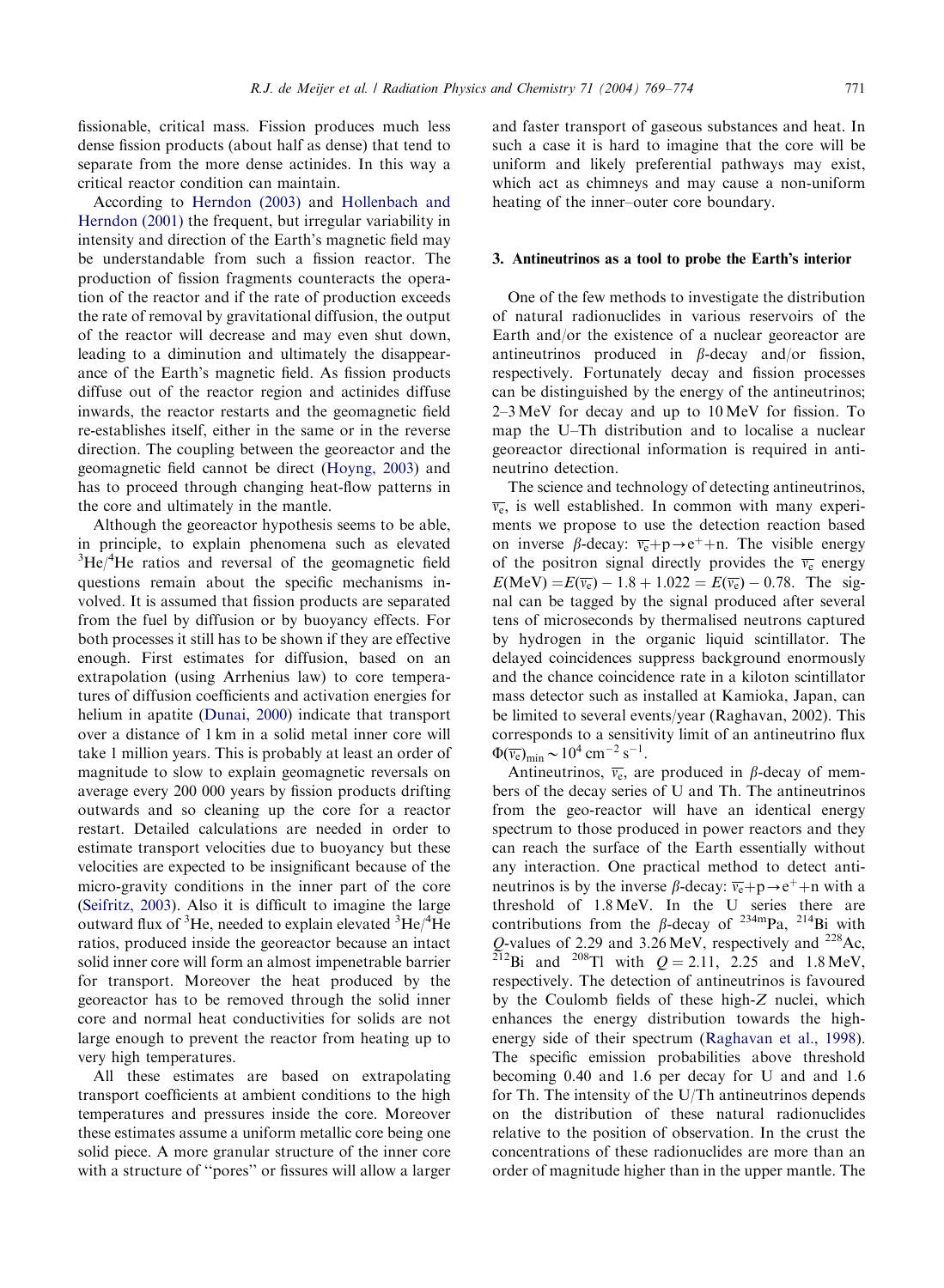fissionable, critical mass. Fission produces much less dense fission products (about half as dense) that tend to separate from the more dense actinides. In this way a critical reactor condition can maintain.

According to Herndon (2003) and Hollenbach and Herndon (2001) the frequent, but irregular variability in intensity and direction of the Earth's magnetic field may be understandable from such a fission reactor. The production of fission fragments counteracts the operation of the reactor and if the rate of production exceeds the rate of removal by gravitational diffusion, the output of the reactor will decrease and may even shut down, leading to a diminution and ultimately the disappearance of the Earth's magnetic field. As fission products diffuse out of the reactor region and actinides diffuse inwards, the reactor restarts and the geomagnetic field re-establishes itself, either in the same or in the reverse direction. The coupling between the georeactor and the geomagnetic field cannot be direct (Hoyng, 2003) and has to proceed through changing heat-flow patterns in the core and ultimately in the mantle.

Although the georeactor hypothesis seems to be able, in principle, to explain phenomena such as elevated $^{3}$He/$^{4}$He ratios and reversal of the geomagnetic field questions remain about the specific mechanisms involved. It is assumed that fission products are separated from the fuel by diffusion or by buoyancy effects. For both processes it still has to be shown if they are effective enough. First estimates for diffusion, based on an extrapolation (using Arrhenius law) to core temperatures of diffusion coefficients and activation energies for helium in apatite (Dunai, 2000) indicate that transport over a distance of 1 km in a solid metal inner core will take 1 million years. This is probably at least an order of magnitude to slow to explain geomagnetic reversals on average every 200 000 years by fission products drifting outwards and so cleaning up the core for a reactor restart. Detailed calculations are needed in order to estimate transport velocities due to buoyancy but these velocities are expected to be insignificant because of the micro-gravity conditions in the inner part of the core (Seifritz, 2003). Also it is difficult to imagine the large outward flux of $^{3}$He, needed to explain elevated $^{3}$He/$^{4}$He ratios, produced inside the georeactor because an intact solid inner core will form an almost impenetrable barrier for transport. Moreover the heat produced by the georeactor has to be removed through the solid inner core and normal heat conductivities for solids are not large enough to prevent the reactor from heating up to very high temperatures.

All these estimates are based on extrapolating transport coefficients at ambient conditions to the high temperatures and pressures inside the core. Moreover these estimates assume a uniform metallic core being one solid piece. A more granular structure of the inner core with a structure of "pores" or fissures will allow a larger and faster transport of gaseous substances and heat. In such a case it is hard to imagine that the core will be uniform and likely preferential pathways may exist, which act as chimneys and may cause a non-uniform heating of the inner–outer core boundary.

## 3. Antineutrinos as a tool to probe the Earth's interior

One of the few methods to investigate the distribution of natural radionuclides in various reservoirs of the Earth and/or the existence of a nuclear georeactor are antineutrinos produced in $\beta$-decay and/or fission, respectively. Fortunately decay and fission processes can be distinguished by the energy of the antineutrinos; 2–3 MeV for decay and up to 10 MeV for fission. To map the U–Th distribution and to localise a nuclear georeactor directional information is required in antineutrino detection.

The science and technology of detecting antineutrinos, $\overline{\nu_e}$, is well established. In common with many experiments we propose to use the detection reaction based on inverse $\beta$-decay: $\overline{\nu_e}+\mathrm{p}\rightarrow \mathrm{e}^{+}+\mathrm{n}$. The visible energy of the positron signal directly provides the $\overline{\nu_e}$ energy $E(\mathrm{MeV}) = E(\overline{\nu_e}) - 1.8 + 1.022 = E(\overline{\nu_e}) - 0.78$. The signal can be tagged by the signal produced after several tens of microseconds by thermalised neutrons captured by hydrogen in the organic liquid scintillator. The delayed coincidences suppress background enormously and the chance coincidence rate in a kiloton scintillator mass detector such as installed at Kamioka, Japan, can be limited to several events/year (Raghavan, 2002). This corresponds to a sensitivity limit of an antineutrino flux $\Phi(\overline{\nu_e})_{\min} \sim 10^{4}\,\mathrm{cm}^{-2}\,\mathrm{s}^{-1}$.

Antineutrinos, $\overline{\nu_e}$, are produced in $\beta$-decay of members of the decay series of U and Th. The antineutrinos from the geo-reactor will have an identical energy spectrum to those produced in power reactors and they can reach the surface of the Earth essentially without any interaction. One practical method to detect antineutrinos is by the inverse $\beta$-decay: $\overline{\nu_e}+\mathrm{p}\rightarrow \mathrm{e}^{+}+\mathrm{n}$ with a threshold of 1.8 MeV. In the U series there are contributions from the $\beta$-decay of $^{234\mathrm{m}}$Pa, $^{214}$Bi with $Q$-values of 2.29 and 3.26 MeV, respectively and $^{228}$Ac, $^{212}$Bi and $^{208}$Tl with $Q = 2.11$, 2.25 and 1.8 MeV, respectively. The detection of antineutrinos is favoured by the Coulomb fields of these high-$Z$ nuclei, which enhances the energy distribution towards the high-energy side of their spectrum (Raghavan et al., 1998). The specific emission probabilities above threshold becoming 0.40 and 1.6 per decay for U and and 1.6 for Th. The intensity of the U/Th antineutrinos depends on the distribution of these natural radionuclides relative to the position of observation. In the crust the concentrations of these radionuclides are more than an order of magnitude higher than in the upper mantle. The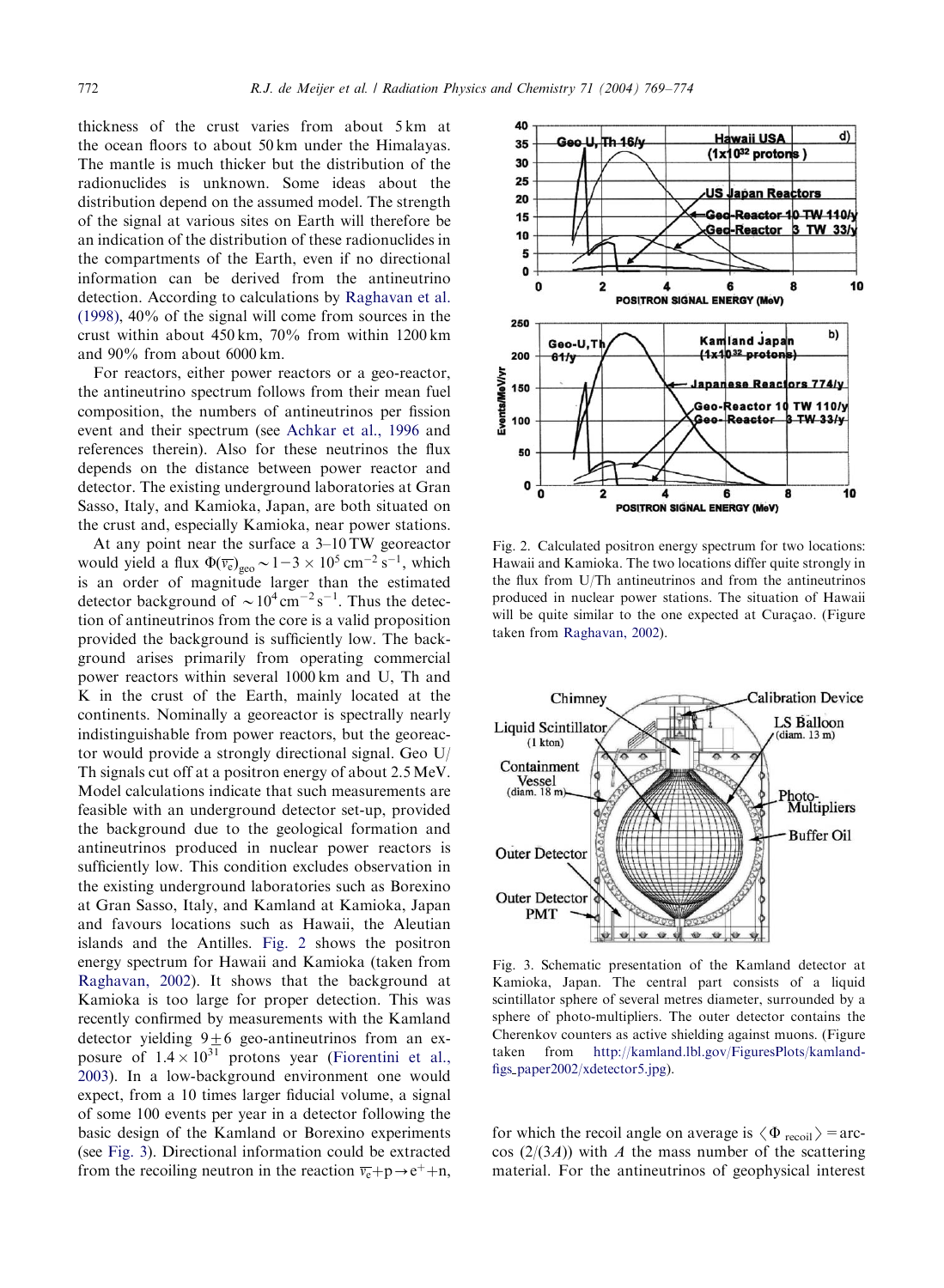thickness of the crust varies from about 5 km at the ocean floors to about 50 km under the Himalayas. The mantle is much thicker but the distribution of the radionuclides is unknown. Some ideas about the distribution depend on the assumed model. The strength of the signal at various sites on Earth will therefore be an indication of the distribution of these radionuclides in the compartments of the Earth, even if no directional information can be derived from the antineutrino detection. According to calculations by Raghavan et al. (1998), 40% of the signal will come from sources in the crust within about 450 km, 70% from within 1200 km and 90% from about 6000 km.

For reactors, either power reactors or a geo-reactor, the antineutrino spectrum follows from their mean fuel composition, the numbers of antineutrinos per fission event and their spectrum (see Achkar et al., 1996 and references therein). Also for these neutrinos the flux depends on the distance between power reactor and detector. The existing underground laboratories at Gran Sasso, Italy, and Kamioka, Japan, are both situated on the crust and, especially Kamioka, near power stations.

At any point near the surface a 3–10 TW georeactor would yield a flux $\Phi(\overline{\nu_e})_{\text{geo}} \sim 1-3 \times 10^5\,\text{cm}^{-2}\,\text{s}^{-1}$, which is an order of magnitude larger than the estimated detector background of $\sim 10^4\,\text{cm}^{-2}\,\text{s}^{-1}$. Thus the detection of antineutrinos from the core is a valid proposition provided the background is sufficiently low. The background arises primarily from operating commercial power reactors within several 1000 km and U, Th and K in the crust of the Earth, mainly located at the continents. Nominally a georeactor is spectrally nearly indistinguishable from power reactors, but the georeactor would provide a strongly directional signal. Geo U/Th signals cut off at a positron energy of about 2.5 MeV. Model calculations indicate that such measurements are feasible with an underground detector set-up, provided the background due to the geological formation and antineutrinos produced in nuclear power reactors is sufficiently low. This condition excludes observation in the existing underground laboratories such as Borexino at Gran Sasso, Italy, and Kamland at Kamioka, Japan and favours locations such as Hawaii, the Aleutian islands and the Antilles. Fig. 2 shows the positron energy spectrum for Hawaii and Kamioka (taken from Raghavan, 2002). It shows that the background at Kamioka is too large for proper detection. This was recently confirmed by measurements with the Kamland detector yielding $9 \pm 6$ geo-antineutrinos from an exposure of $1.4 \times 10^{31}$ protons year (Fiorentini et al., 2003). In a low-background environment one would expect, from a 10 times larger fiducial volume, a signal of some 100 events per year in a detector following the basic design of the Kamland or Borexino experiments (see Fig. 3). Directional information could be extracted from the recoiling neutron in the reaction $\overline{\nu_e} + \text{p} \rightarrow \text{e}^+ + \text{n}$, for which the recoil angle on average is $\langle \Phi_{\text{recoil}} \rangle = \arccos(2/(3A))$ with $A$ the mass number of the scattering material. For the antineutrinos of geophysical interest

Fig. 2. Calculated positron energy spectrum for two locations: Hawaii and Kamioka. The two locations differ quite strongly in the flux from U/Th antineutrinos and from the antineutrinos produced in nuclear power stations. The situation of Hawaii will be quite similar to the one expected at Curaçao. (Figure taken from Raghavan, 2002).

Fig. 3. Schematic presentation of the Kamland detector at Kamioka, Japan. The central part consists of a liquid scintillator sphere of several metres diameter, surrounded by a sphere of photo-multipliers. The outer detector contains the Cherenkov counters as active shielding against muons. (Figure taken from http://kamland.lbl.gov/FiguresPlots/kamland-figs_paper2002/xdetector5.jpg).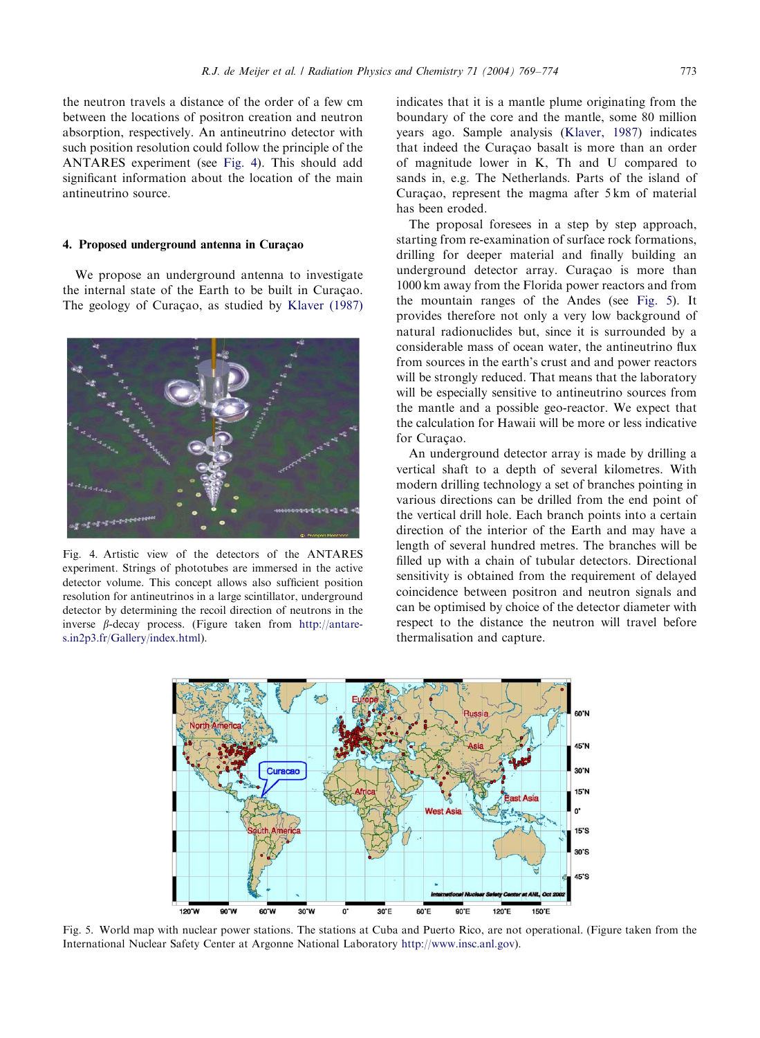the neutron travels a distance of the order of a few cm between the locations of positron creation and neutron absorption, respectively. An antineutrino detector with such position resolution could follow the principle of the ANTARES experiment (see Fig. 4). This should add significant information about the location of the main antineutrino source.

## 4. Proposed underground antenna in Curaçao

We propose an underground antenna to investigate the internal state of the Earth to be built in Curaçao. The geology of Curaçao, as studied by Klaver (1987) indicates that it is a mantle plume originating from the boundary of the core and the mantle, some 80 million years ago. Sample analysis (Klaver, 1987) indicates that indeed the Curaçao basalt is more than an order of magnitude lower in K, Th and U compared to sands in, e.g. The Netherlands. Parts of the island of Curaçao, represent the magma after 5 km of material has been eroded.

Fig. 4. Artistic view of the detectors of the ANTARES experiment. Strings of phototubes are immersed in the active detector volume. This concept allows also sufficient position resolution for antineutrinos in a large scintillator, underground detector by determining the recoil direction of neutrons in the inverse $\beta$-decay process. (Figure taken from http://antares.in2p3.fr/Gallery/index.html).

The proposal foresees in a step by step approach, starting from re-examination of surface rock formations, drilling for deeper material and finally building an underground detector array. Curaçao is more than 1000 km away from the Florida power reactors and from the mountain ranges of the Andes (see Fig. 5). It provides therefore not only a very low background of natural radionuclides but, since it is surrounded by a considerable mass of ocean water, the antineutrino flux from sources in the earth's crust and and power reactors will be strongly reduced. That means that the laboratory will be especially sensitive to antineutrino sources from the mantle and a possible geo-reactor. We expect that the calculation for Hawaii will be more or less indicative for Curaçao.

An underground detector array is made by drilling a vertical shaft to a depth of several kilometres. With modern drilling technology a set of branches pointing in various directions can be drilled from the end point of the vertical drill hole. Each branch points into a certain direction of the interior of the Earth and may have a length of several hundred metres. The branches will be filled up with a chain of tubular detectors. Directional sensitivity is obtained from the requirement of delayed coincidence between positron and neutron signals and can be optimised by choice of the detector diameter with respect to the distance the neutron will travel before thermalisation and capture.

Fig. 5. World map with nuclear power stations. The stations at Cuba and Puerto Rico, are not operational. (Figure taken from the International Nuclear Safety Center at Argonne National Laboratory http://www.insc.anl.gov).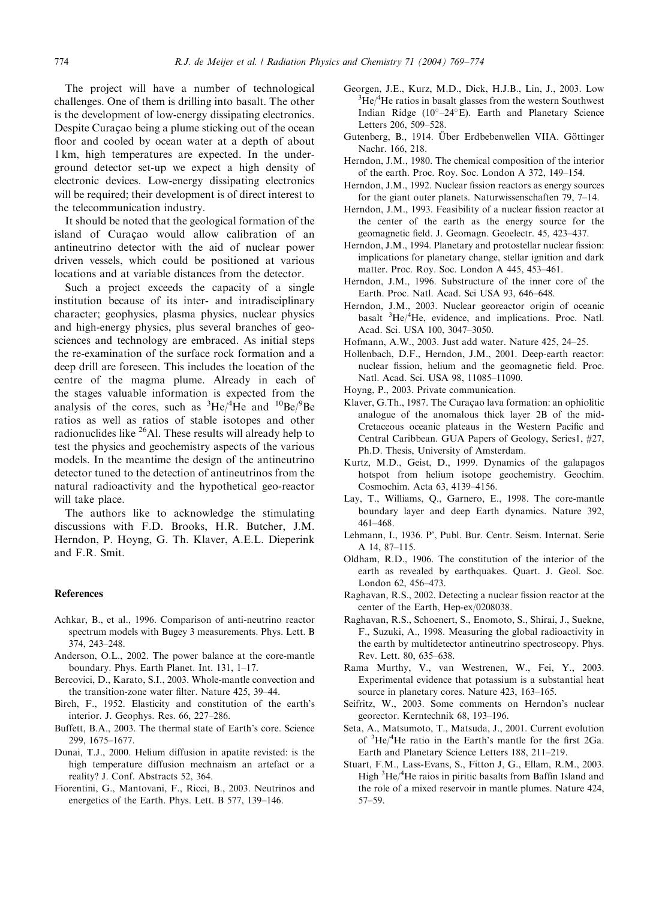The project will have a number of technological challenges. One of them is drilling into basalt. The other is the development of low-energy dissipating electronics. Despite Curaçao being a plume sticking out of the ocean floor and cooled by ocean water at a depth of about 1 km, high temperatures are expected. In the underground detector set-up we expect a high density of electronic devices. Low-energy dissipating electronics will be required; their development is of direct interest to the telecommunication industry.

It should be noted that the geological formation of the island of Curaçao would allow calibration of an antineutrino detector with the aid of nuclear power driven vessels, which could be positioned at various locations and at variable distances from the detector.

Such a project exceeds the capacity of a single institution because of its inter- and intradisciplinary character; geophysics, plasma physics, nuclear physics and high-energy physics, plus several branches of geosciences and technology are embraced. As initial steps the re-examination of the surface rock formation and a deep drill are foreseen. This includes the location of the centre of the magma plume. Already in each of the stages valuable information is expected from the analysis of the cores, such as $^{3}He/^{4}He$ and $^{10}Be/^{9}Be$ ratios as well as ratios of stable isotopes and other radionuclides like $^{26}Al$. These results will already help to test the physics and geochemistry aspects of the various models. In the meantime the design of the antineutrino detector tuned to the detection of antineutrinos from the natural radioactivity and the hypothetical geo-reactor will take place.

The authors like to acknowledge the stimulating discussions with F.D. Brooks, H.R. Butcher, J.M. Herndon, P. Hoyng, G. Th. Klaver, A.E.L. Dieperink and F.R. Smit.

## References

Achkar, B., et al., 1996. Comparison of anti-neutrino reactor spectrum models with Bugey 3 measurements. Phys. Lett. B 374, 243–248.

Anderson, O.L., 2002. The power balance at the core-mantle boundary. Phys. Earth Planet. Int. 131, 1–17.

Bercovici, D., Karato, S.I., 2003. Whole-mantle convection and the transition-zone water filter. Nature 425, 39–44.

Birch, F., 1952. Elasticity and constitution of the earth's interior. J. Geophys. Res. 66, 227–286.

Buffett, B.A., 2003. The thermal state of Earth's core. Science 299, 1675–1677.

Dunai, T.J., 2000. Helium diffusion in apatite revisted: is the high temperature diffusion mechnaism an artefact or a reality? J. Conf. Abstracts 52, 364.

Fiorentini, G., Mantovani, F., Ricci, B., 2003. Neutrinos and energetics of the Earth. Phys. Lett. B 577, 139–146.

Georgen, J.E., Kurz, M.D., Dick, H.J.B., Lin, J., 2003. Low $^{3}He/^{4}He$ ratios in basalt glasses from the western Southwest Indian Ridge (10°–24°E). Earth and Planetary Science Letters 206, 509–528.

Gutenberg, B., 1914. Über Erdbebenwellen VIIA. Göttinger Nachr. 166, 218.

Herndon, J.M., 1980. The chemical composition of the interior of the earth. Proc. Roy. Soc. London A 372, 149–154.

Herndon, J.M., 1992. Nuclear fission reactors as energy sources for the giant outer planets. Naturwissenschaften 79, 7–14.

Herndon, J.M., 1993. Feasibility of a nuclear fission reactor at the center of the earth as the energy source for the geomagnetic field. J. Geomagn. Geoelectr. 45, 423–437.

Herndon, J.M., 1994. Planetary and protostellar nuclear fission: implications for planetary change, stellar ignition and dark matter. Proc. Roy. Soc. London A 445, 453–461.

Herndon, J.M., 1996. Substructure of the inner core of the Earth. Proc. Natl. Acad. Sci USA 93, 646–648.

Herndon, J.M., 2003. Nuclear georeactor origin of oceanic basalt $^{3}He/^{4}He$, evidence, and implications. Proc. Natl. Acad. Sci. USA 100, 3047–3050.

Hofmann, A.W., 2003. Just add water. Nature 425, 24–25.

Hollenbach, D.F., Herndon, J.M., 2001. Deep-earth reactor: nuclear fission, helium and the geomagnetic field. Proc. Natl. Acad. Sci. USA 98, 11085–11090.

Hoyng, P., 2003. Private communication.

Klaver, G.Th., 1987. The Curaçao lava formation: an ophiolitic analogue of the anomalous thick layer 2B of the mid-Cretaceous oceanic plateaus in the Western Pacific and Central Caribbean. GUA Papers of Geology, Series1, #27, Ph.D. Thesis, University of Amsterdam.

Kurtz, M.D., Geist, D., 1999. Dynamics of the galapagos hotspot from helium isotope geochemistry. Geochim. Cosmochim. Acta 63, 4139–4156.

Lay, T., Williams, Q., Garnero, E., 1998. The core-mantle boundary layer and deep Earth dynamics. Nature 392, 461–468.

Lehmann, I., 1936. P', Publ. Bur. Centr. Seism. Internat. Serie A 14, 87–115.

Oldham, R.D., 1906. The constitution of the interior of the earth as revealed by earthquakes. Quart. J. Geol. Soc. London 62, 456–473.

Raghavan, R.S., 2002. Detecting a nuclear fission reactor at the center of the Earth, Hep-ex/0208038.

Raghavan, R.S., Schoenert, S., Enomoto, S., Shirai, J., Suekne, F., Suzuki, A., 1998. Measuring the global radioactivity in the earth by multidetector antineutrino spectroscopy. Phys. Rev. Lett. 80, 635–638.

Rama Murthy, V., van Westrenen, W., Fei, Y., 2003. Experimental evidence that potassium is a substantial heat source in planetary cores. Nature 423, 163–165.

Seifritz, W., 2003. Some comments on Herndon's nuclear georector. Kerntechnik 68, 193–196.

Seta, A., Matsumoto, T., Matsuda, J., 2001. Current evolution of $^{3}He/^{4}He$ ratio in the Earth's mantle for the first 2Ga. Earth and Planetary Science Letters 188, 211–219.

Stuart, F.M., Lass-Evans, S., Fitton J, G., Ellam, R.M., 2003. High $^{3}He/^{4}He$ raios in piritic basalts from Baffin Island and the role of a mixed reservoir in mantle plumes. Nature 424, 57–59.